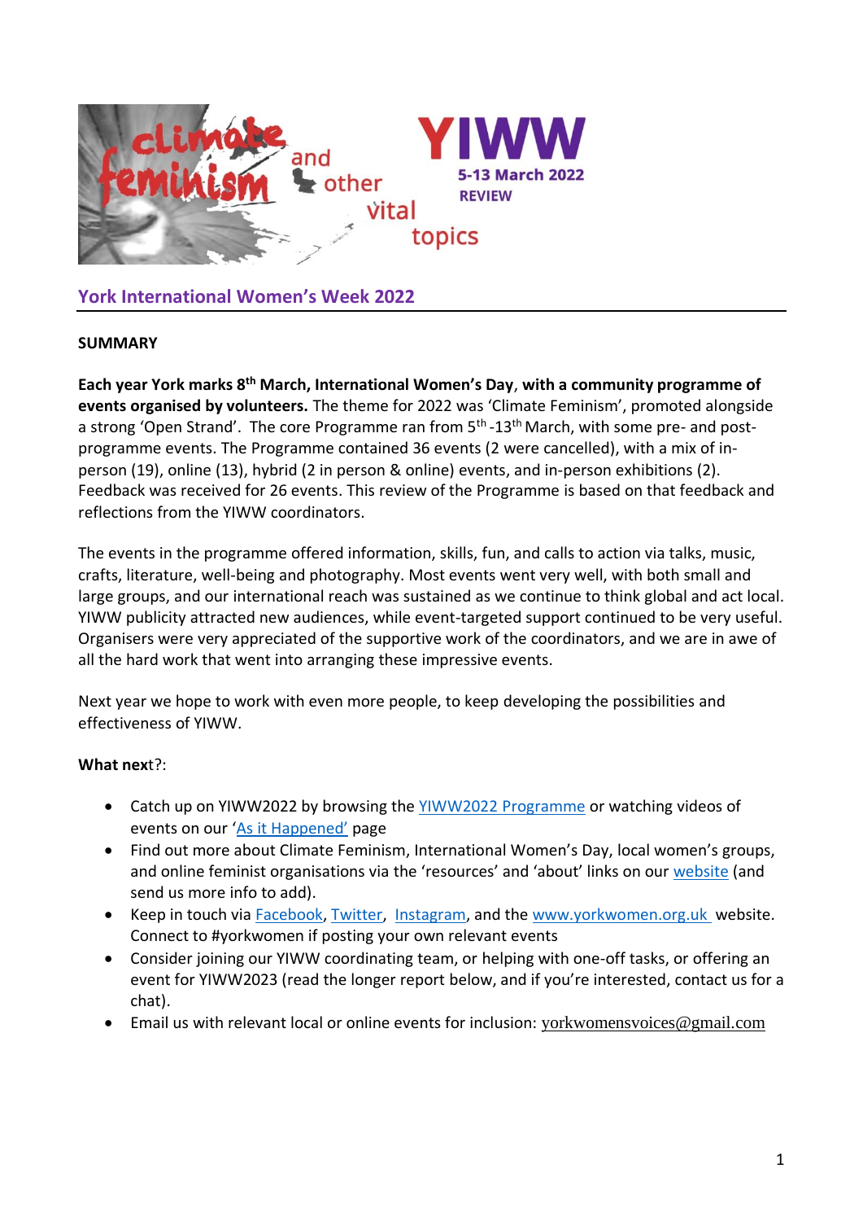climate feminism and other vital topics

YIWW

5-13 March 2022

REVIEW

## York International Women's Week 2022

**SUMMARY**

**Each year York marks 8th March, International Women's Day, with a community programme of events organised by volunteers.** The theme for 2022 was 'Climate Feminism', promoted alongside a strong 'Open Strand'. The core Programme ran from 5th -13th March, with some pre- and post-programme events. The Programme contained 36 events (2 were cancelled), with a mix of in-person (19), online (13), hybrid (2 in person & online) events, and in-person exhibitions (2). Feedback was received for 26 events. This review of the Programme is based on that feedback and reflections from the YIWW coordinators.

The events in the programme offered information, skills, fun, and calls to action via talks, music, crafts, literature, well-being and photography. Most events went very well, with both small and large groups, and our international reach was sustained as we continue to think global and act local. YIWW publicity attracted new audiences, while event-targeted support continued to be very useful. Organisers were very appreciated of the supportive work of the coordinators, and we are in awe of all the hard work that went into arranging these impressive events.

Next year we hope to work with even more people, to keep developing the possibilities and effectiveness of YIWW.

**What next**?:

- Catch up on YIWW2022 by browsing the YIWW2022 Programme or watching videos of events on our 'As it Happened' page
- Find out more about Climate Feminism, International Women's Day, local women's groups, and online feminist organisations via the 'resources' and 'about' links on our website (and send us more info to add).
- Keep in touch via Facebook, Twitter, Instagram, and the www.yorkwomen.org.uk website. Connect to #yorkwomen if posting your own relevant events
- Consider joining our YIWW coordinating team, or helping with one-off tasks, or offering an event for YIWW2023 (read the longer report below, and if you're interested, contact us for a chat).
- Email us with relevant local or online events for inclusion: yorkwomensvoices@gmail.com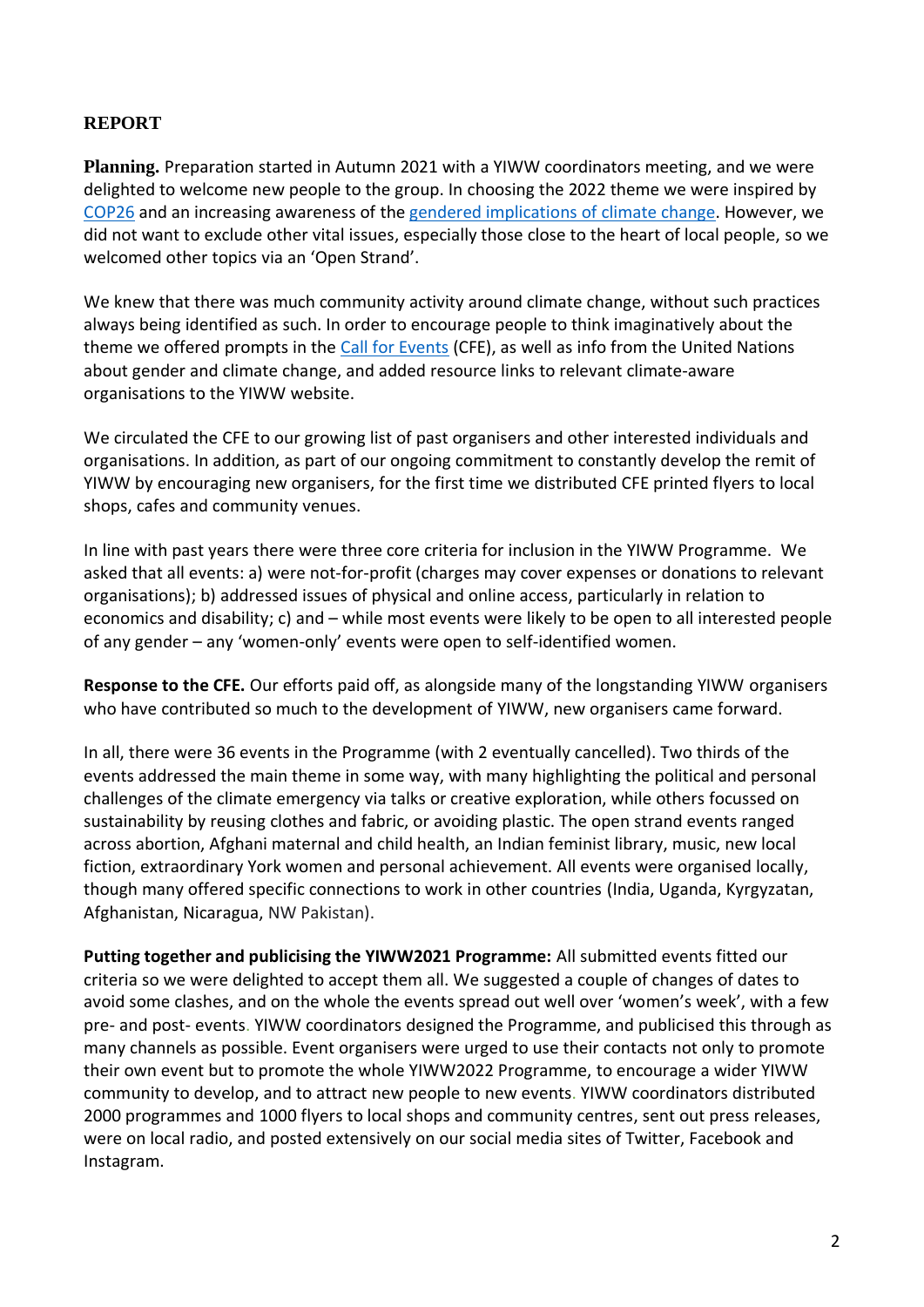## REPORT

**Planning.** Preparation started in Autumn 2021 with a YIWW coordinators meeting, and we were delighted to welcome new people to the group. In choosing the 2022 theme we were inspired by [COP26] and an increasing awareness of the [gendered implications of climate change]. However, we did not want to exclude other vital issues, especially those close to the heart of local people, so we welcomed other topics via an 'Open Strand'.

We knew that there was much community activity around climate change, without such practices always being identified as such. In order to encourage people to think imaginatively about the theme we offered prompts in the [Call for Events] (CFE), as well as info from the United Nations about gender and climate change, and added resource links to relevant climate-aware organisations to the YIWW website.

We circulated the CFE to our growing list of past organisers and other interested individuals and organisations. In addition, as part of our ongoing commitment to constantly develop the remit of YIWW by encouraging new organisers, for the first time we distributed CFE printed flyers to local shops, cafes and community venues.

In line with past years there were three core criteria for inclusion in the YIWW Programme. We asked that all events: a) were not-for-profit (charges may cover expenses or donations to relevant organisations); b) addressed issues of physical and online access, particularly in relation to economics and disability; c) and – while most events were likely to be open to all interested people of any gender – any 'women-only' events were open to self-identified women.

**Response to the CFE.** Our efforts paid off, as alongside many of the longstanding YIWW organisers who have contributed so much to the development of YIWW, new organisers came forward.

In all, there were 36 events in the Programme (with 2 eventually cancelled). Two thirds of the events addressed the main theme in some way, with many highlighting the political and personal challenges of the climate emergency via talks or creative exploration, while others focussed on sustainability by reusing clothes and fabric, or avoiding plastic. The open strand events ranged across abortion, Afghani maternal and child health, an Indian feminist library, music, new local fiction, extraordinary York women and personal achievement. All events were organised locally, though many offered specific connections to work in other countries (India, Uganda, Kyrgyzatan, Afghanistan, Nicaragua, NW Pakistan).

**Putting together and publicising the YIWW2021 Programme:** All submitted events fitted our criteria so we were delighted to accept them all. We suggested a couple of changes of dates to avoid some clashes, and on the whole the events spread out well over 'women's week', with a few pre- and post- events. YIWW coordinators designed the Programme, and publicised this through as many channels as possible. Event organisers were urged to use their contacts not only to promote their own event but to promote the whole YIWW2022 Programme, to encourage a wider YIWW community to develop, and to attract new people to new events. YIWW coordinators distributed 2000 programmes and 1000 flyers to local shops and community centres, sent out press releases, were on local radio, and posted extensively on our social media sites of Twitter, Facebook and Instagram.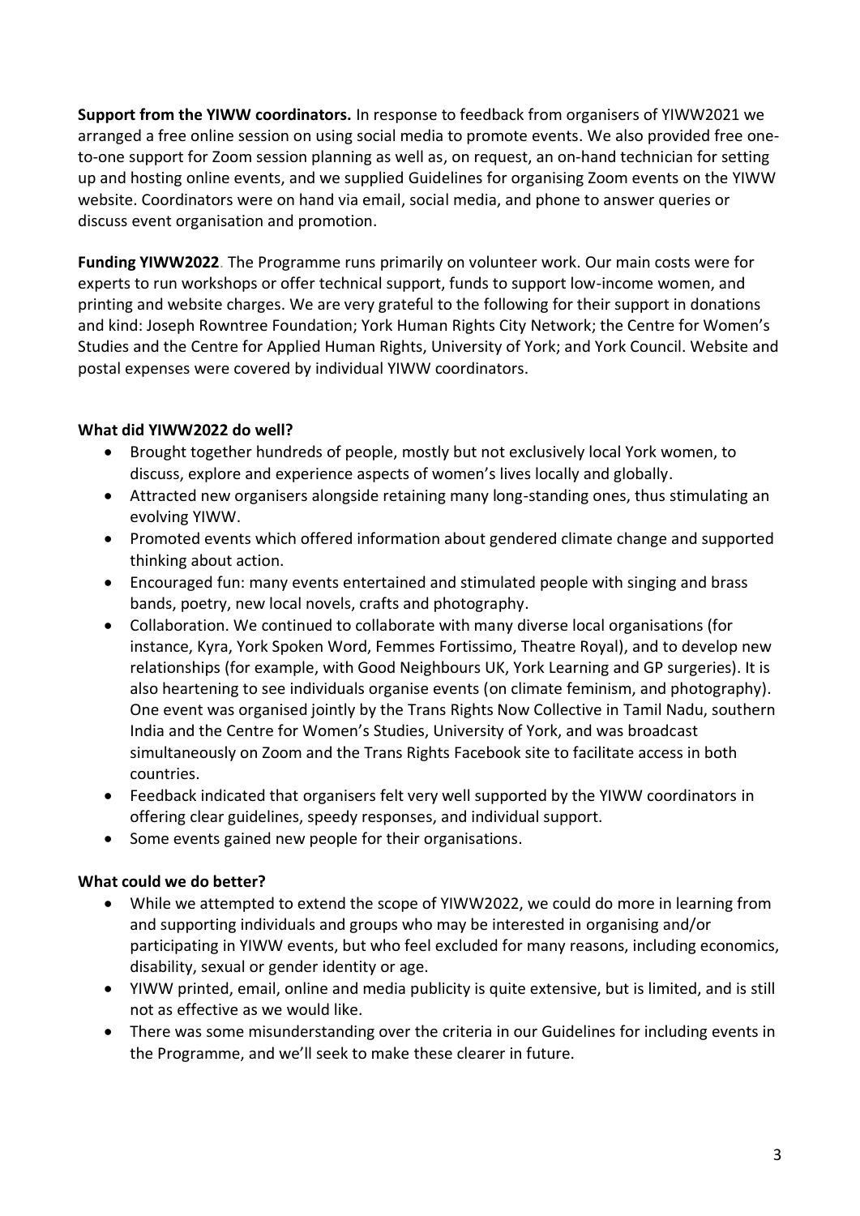**Support from the YIWW coordinators.** In response to feedback from organisers of YIWW2021 we arranged a free online session on using social media to promote events. We also provided free one-to-one support for Zoom session planning as well as, on request, an on-hand technician for setting up and hosting online events, and we supplied Guidelines for organising Zoom events on the YIWW website. Coordinators were on hand via email, social media, and phone to answer queries or discuss event organisation and promotion.

**Funding YIWW2022**. The Programme runs primarily on volunteer work. Our main costs were for experts to run workshops or offer technical support, funds to support low-income women, and printing and website charges. We are very grateful to the following for their support in donations and kind: Joseph Rowntree Foundation; York Human Rights City Network; the Centre for Women's Studies and the Centre for Applied Human Rights, University of York; and York Council. Website and postal expenses were covered by individual YIWW coordinators.

**What did YIWW2022 do well?**

- Brought together hundreds of people, mostly but not exclusively local York women, to discuss, explore and experience aspects of women's lives locally and globally.
- Attracted new organisers alongside retaining many long-standing ones, thus stimulating an evolving YIWW.
- Promoted events which offered information about gendered climate change and supported thinking about action.
- Encouraged fun: many events entertained and stimulated people with singing and brass bands, poetry, new local novels, crafts and photography.
- Collaboration. We continued to collaborate with many diverse local organisations (for instance, Kyra, York Spoken Word, Femmes Fortissimo, Theatre Royal), and to develop new relationships (for example, with Good Neighbours UK, York Learning and GP surgeries). It is also heartening to see individuals organise events (on climate feminism, and photography). One event was organised jointly by the Trans Rights Now Collective in Tamil Nadu, southern India and the Centre for Women's Studies, University of York, and was broadcast simultaneously on Zoom and the Trans Rights Facebook site to facilitate access in both countries.
- Feedback indicated that organisers felt very well supported by the YIWW coordinators in offering clear guidelines, speedy responses, and individual support.
- Some events gained new people for their organisations.

**What could we do better?**

- While we attempted to extend the scope of YIWW2022, we could do more in learning from and supporting individuals and groups who may be interested in organising and/or participating in YIWW events, but who feel excluded for many reasons, including economics, disability, sexual or gender identity or age.
- YIWW printed, email, online and media publicity is quite extensive, but is limited, and is still not as effective as we would like.
- There was some misunderstanding over the criteria in our Guidelines for including events in the Programme, and we'll seek to make these clearer in future.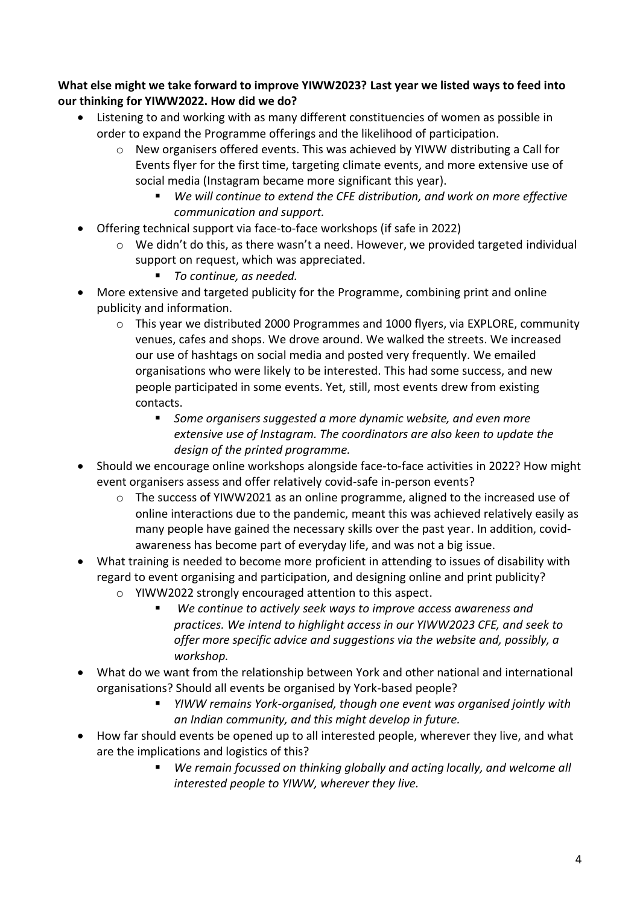**What else might we take forward to improve YIWW2023? Last year we listed ways to feed into our thinking for YIWW2022. How did we do?**

- Listening to and working with as many different constituencies of women as possible in order to expand the Programme offerings and the likelihood of participation.
  - New organisers offered events. This was achieved by YIWW distributing a Call for Events flyer for the first time, targeting climate events, and more extensive use of social media (Instagram became more significant this year).
    - *We will continue to extend the CFE distribution, and work on more effective communication and support.*
- Offering technical support via face-to-face workshops (if safe in 2022)
  - We didn't do this, as there wasn't a need. However, we provided targeted individual support on request, which was appreciated.
    - *To continue, as needed.*
- More extensive and targeted publicity for the Programme, combining print and online publicity and information.
  - This year we distributed 2000 Programmes and 1000 flyers, via EXPLORE, community venues, cafes and shops. We drove around. We walked the streets. We increased our use of hashtags on social media and posted very frequently. We emailed organisations who were likely to be interested. This had some success, and new people participated in some events. Yet, still, most events drew from existing contacts.
    - *Some organisers suggested a more dynamic website, and even more extensive use of Instagram. The coordinators are also keen to update the design of the printed programme.*
- Should we encourage online workshops alongside face-to-face activities in 2022? How might event organisers assess and offer relatively covid-safe in-person events?
  - The success of YIWW2021 as an online programme, aligned to the increased use of online interactions due to the pandemic, meant this was achieved relatively easily as many people have gained the necessary skills over the past year. In addition, covid-awareness has become part of everyday life, and was not a big issue.
- What training is needed to become more proficient in attending to issues of disability with regard to event organising and participation, and designing online and print publicity?
  - YIWW2022 strongly encouraged attention to this aspect.
    - *We continue to actively seek ways to improve access awareness and practices. We intend to highlight access in our YIWW2023 CFE, and seek to offer more specific advice and suggestions via the website and, possibly, a workshop.*
- What do we want from the relationship between York and other national and international organisations? Should all events be organised by York-based people?
    - *YIWW remains York-organised, though one event was organised jointly with an Indian community, and this might develop in future.*
- How far should events be opened up to all interested people, wherever they live, and what are the implications and logistics of this?
    - *We remain focussed on thinking globally and acting locally, and welcome all interested people to YIWW, wherever they live.*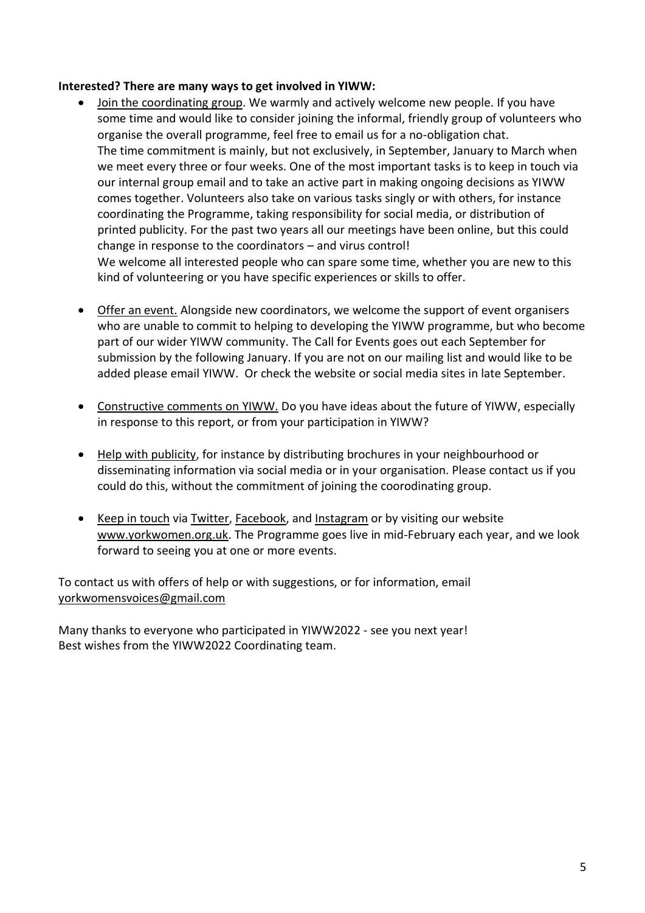**Interested? There are many ways to get involved in YIWW:**

- Join the coordinating group. We warmly and actively welcome new people. If you have some time and would like to consider joining the informal, friendly group of volunteers who organise the overall programme, feel free to email us for a no-obligation chat.
  The time commitment is mainly, but not exclusively, in September, January to March when we meet every three or four weeks. One of the most important tasks is to keep in touch via our internal group email and to take an active part in making ongoing decisions as YIWW comes together. Volunteers also take on various tasks singly or with others, for instance coordinating the Programme, taking responsibility for social media, or distribution of printed publicity. For the past two years all our meetings have been online, but this could change in response to the coordinators – and virus control!
  We welcome all interested people who can spare some time, whether you are new to this kind of volunteering or you have specific experiences or skills to offer.

- Offer an event. Alongside new coordinators, we welcome the support of event organisers who are unable to commit to helping to developing the YIWW programme, but who become part of our wider YIWW community. The Call for Events goes out each September for submission by the following January. If you are not on our mailing list and would like to be added please email YIWW. Or check the website or social media sites in late September.

- Constructive comments on YIWW. Do you have ideas about the future of YIWW, especially in response to this report, or from your participation in YIWW?

- Help with publicity, for instance by distributing brochures in your neighbourhood or disseminating information via social media or in your organisation. Please contact us if you could do this, without the commitment of joining the coorodinating group.

- Keep in touch via Twitter, Facebook, and Instagram or by visiting our website www.yorkwomen.org.uk. The Programme goes live in mid-February each year, and we look forward to seeing you at one or more events.

To contact us with offers of help or with suggestions, or for information, email yorkwomensvoices@gmail.com

Many thanks to everyone who participated in YIWW2022 - see you next year!
Best wishes from the YIWW2022 Coordinating team.